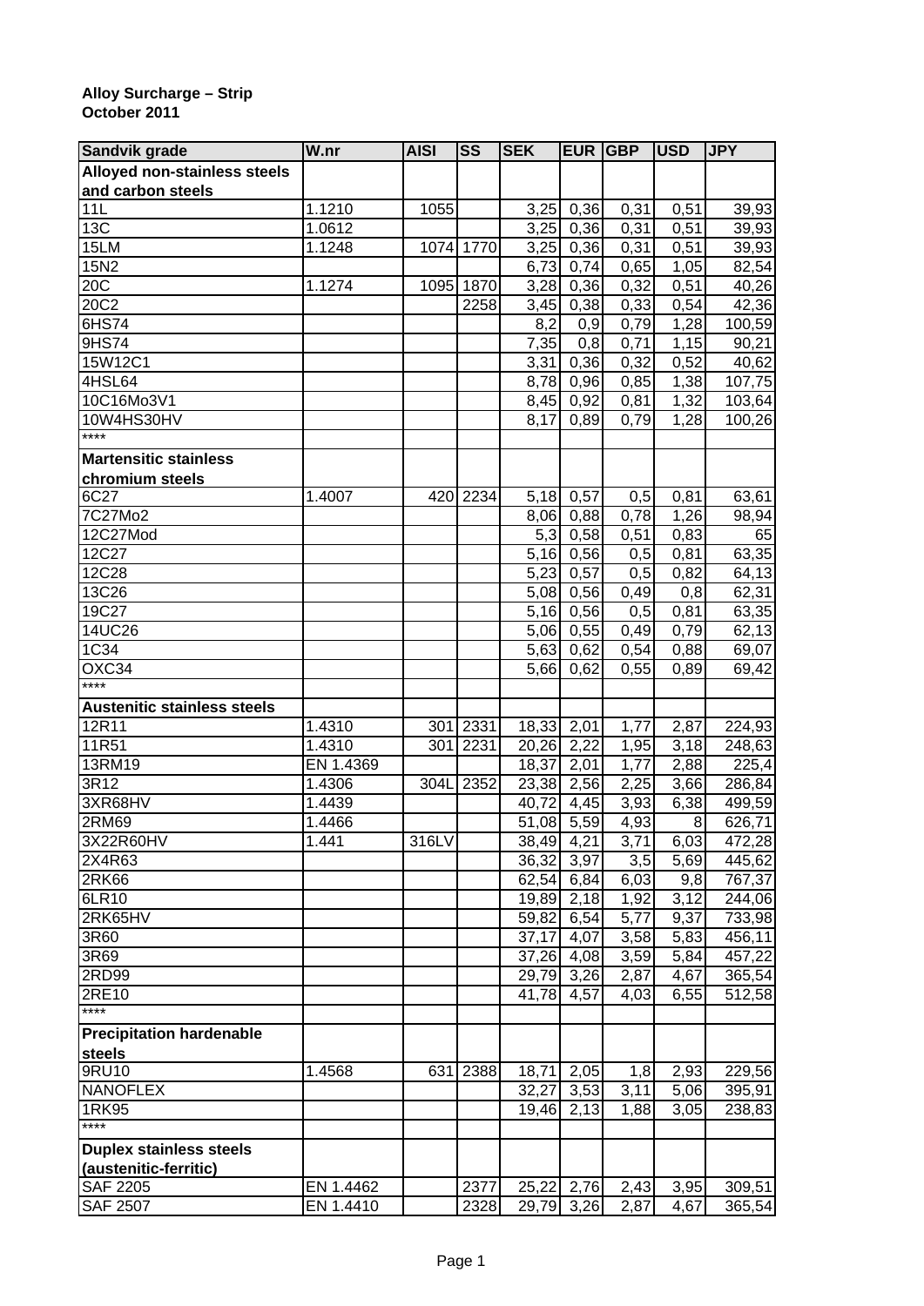**Alloy Surcharge – Strip**
**October 2011**

| Sandvik grade | W.nr | AISI | SS | SEK | EUR | GBP | USD | JPY |
|---|---|---|---|---|---|---|---|---|
| **Alloyed non-stainless steels and carbon steels** | | | | | | | | |
| 11L | 1.1210 | 1055 | | 3,25 | 0,36 | 0,31 | 0,51 | 39,93 |
| 13C | 1.0612 | | | 3,25 | 0,36 | 0,31 | 0,51 | 39,93 |
| 15LM | 1.1248 | 1074 | 1770 | 3,25 | 0,36 | 0,31 | 0,51 | 39,93 |
| 15N2 | | | | 6,73 | 0,74 | 0,65 | 1,05 | 82,54 |
| 20C | 1.1274 | 1095 | 1870 | 3,28 | 0,36 | 0,32 | 0,51 | 40,26 |
| 20C2 | | | 2258 | 3,45 | 0,38 | 0,33 | 0,54 | 42,36 |
| 6HS74 | | | | 8,2 | 0,9 | 0,79 | 1,28 | 100,59 |
| 9HS74 | | | | 7,35 | 0,8 | 0,71 | 1,15 | 90,21 |
| 15W12C1 | | | | 3,31 | 0,36 | 0,32 | 0,52 | 40,62 |
| 4HSL64 | | | | 8,78 | 0,96 | 0,85 | 1,38 | 107,75 |
| 10C16Mo3V1 | | | | 8,45 | 0,92 | 0,81 | 1,32 | 103,64 |
| 10W4HS30HV | | | | 8,17 | 0,89 | 0,79 | 1,28 | 100,26 |
| **** | | | | | | | | |
| **Martensitic stainless chromium steels** | | | | | | | | |
| 6C27 | 1.4007 | 420 | 2234 | 5,18 | 0,57 | 0,5 | 0,81 | 63,61 |
| 7C27Mo2 | | | | 8,06 | 0,88 | 0,78 | 1,26 | 98,94 |
| 12C27Mod | | | | 5,3 | 0,58 | 0,51 | 0,83 | 65 |
| 12C27 | | | | 5,16 | 0,56 | 0,5 | 0,81 | 63,35 |
| 12C28 | | | | 5,23 | 0,57 | 0,5 | 0,82 | 64,13 |
| 13C26 | | | | 5,08 | 0,56 | 0,49 | 0,8 | 62,31 |
| 19C27 | | | | 5,16 | 0,56 | 0,5 | 0,81 | 63,35 |
| 14UC26 | | | | 5,06 | 0,55 | 0,49 | 0,79 | 62,13 |
| 1C34 | | | | 5,63 | 0,62 | 0,54 | 0,88 | 69,07 |
| OXC34 | | | | 5,66 | 0,62 | 0,55 | 0,89 | 69,42 |
| **** | | | | | | | | |
| **Austenitic stainless steels** | | | | | | | | |
| 12R11 | 1.4310 | 301 | 2331 | 18,33 | 2,01 | 1,77 | 2,87 | 224,93 |
| 11R51 | 1.4310 | 301 | 2231 | 20,26 | 2,22 | 1,95 | 3,18 | 248,63 |
| 13RM19 | EN 1.4369 | | | 18,37 | 2,01 | 1,77 | 2,88 | 225,4 |
| 3R12 | 1.4306 | 304L | 2352 | 23,38 | 2,56 | 2,25 | 3,66 | 286,84 |
| 3XR68HV | 1.4439 | | | 40,72 | 4,45 | 3,93 | 6,38 | 499,59 |
| 2RM69 | 1.4466 | | | 51,08 | 5,59 | 4,93 | 8 | 626,71 |
| 3X22R60HV | 1.441 | 316LV | | 38,49 | 4,21 | 3,71 | 6,03 | 472,28 |
| 2X4R63 | | | | 36,32 | 3,97 | 3,5 | 5,69 | 445,62 |
| 2RK66 | | | | 62,54 | 6,84 | 6,03 | 9,8 | 767,37 |
| 6LR10 | | | | 19,89 | 2,18 | 1,92 | 3,12 | 244,06 |
| 2RK65HV | | | | 59,82 | 6,54 | 5,77 | 9,37 | 733,98 |
| 3R60 | | | | 37,17 | 4,07 | 3,58 | 5,83 | 456,11 |
| 3R69 | | | | 37,26 | 4,08 | 3,59 | 5,84 | 457,22 |
| 2RD99 | | | | 29,79 | 3,26 | 2,87 | 4,67 | 365,54 |
| 2RE10 | | | | 41,78 | 4,57 | 4,03 | 6,55 | 512,58 |
| **** | | | | | | | | |
| **Precipitation hardenable steels** | | | | | | | | |
| 9RU10 | 1.4568 | 631 | 2388 | 18,71 | 2,05 | 1,8 | 2,93 | 229,56 |
| NANOFLEX | | | | 32,27 | 3,53 | 3,11 | 5,06 | 395,91 |
| 1RK95 | | | | 19,46 | 2,13 | 1,88 | 3,05 | 238,83 |
| **** | | | | | | | | |
| **Duplex stainless steels (austenitic-ferritic)** | | | | | | | | |
| SAF 2205 | EN 1.4462 | | 2377 | 25,22 | 2,76 | 2,43 | 3,95 | 309,51 |
| SAF 2507 | EN 1.4410 | | 2328 | 29,79 | 3,26 | 2,87 | 4,67 | 365,54 |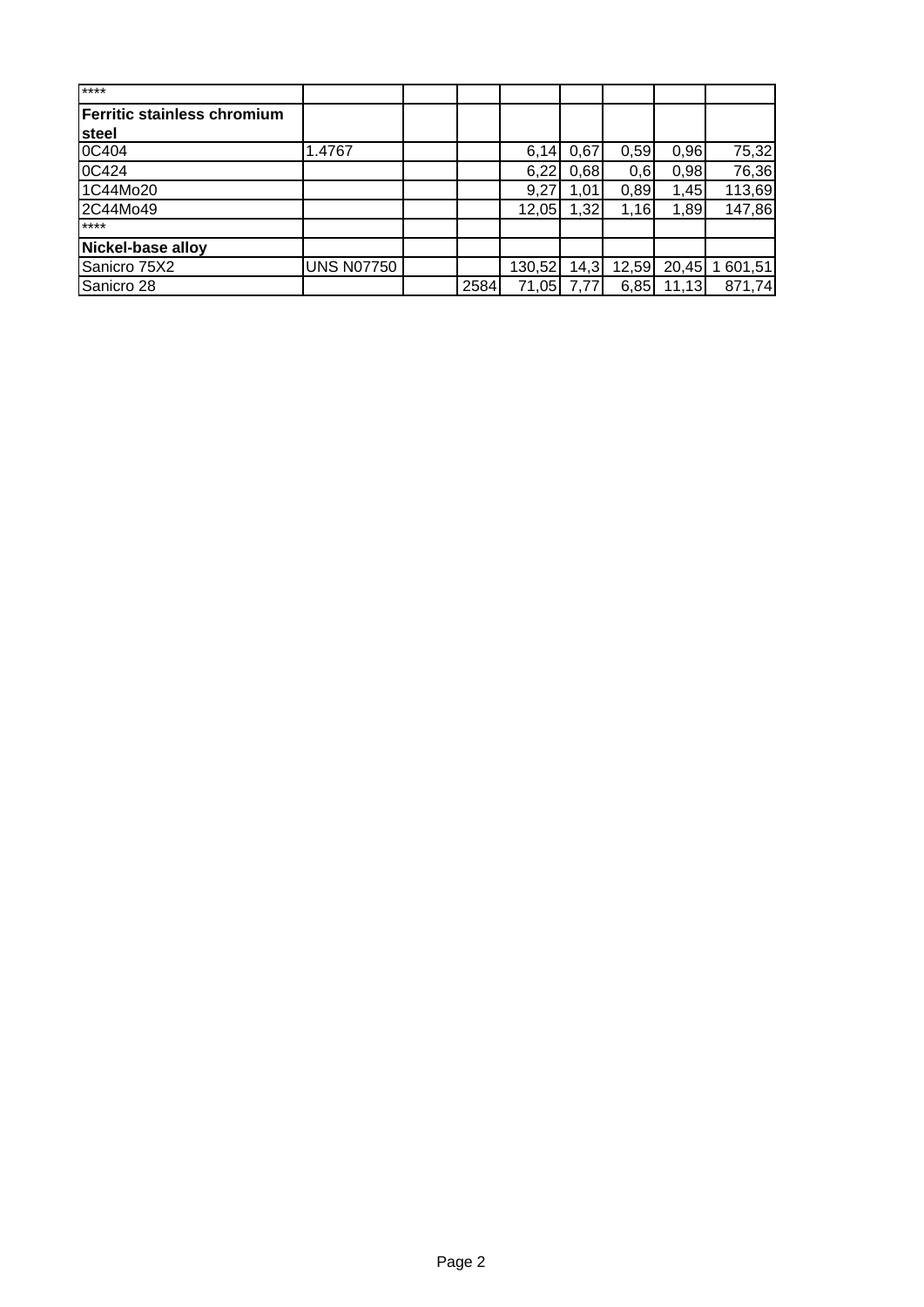| | | | | | | | | |
|---|---|---|---|---|---|---|---|---|
| **** | | | | | | | | |
| **Ferritic stainless chromium steel** | | | | | | | | |
| 0C404 | 1.4767 | | | 6,14 | 0,67 | 0,59 | 0,96 | 75,32 |
| 0C424 | | | | 6,22 | 0,68 | 0,6 | 0,98 | 76,36 |
| 1C44Mo20 | | | | 9,27 | 1,01 | 0,89 | 1,45 | 113,69 |
| 2C44Mo49 | | | | 12,05 | 1,32 | 1,16 | 1,89 | 147,86 |
| **** | | | | | | | | |
| **Nickel-base alloy** | | | | | | | | |
| Sanicro 75X2 | UNS N07750 | | | 130,52 | 14,3 | 12,59 | 20,45 | 1 601,51 |
| Sanicro 28 | | | 2584 | 71,05 | 7,77 | 6,85 | 11,13 | 871,74 |